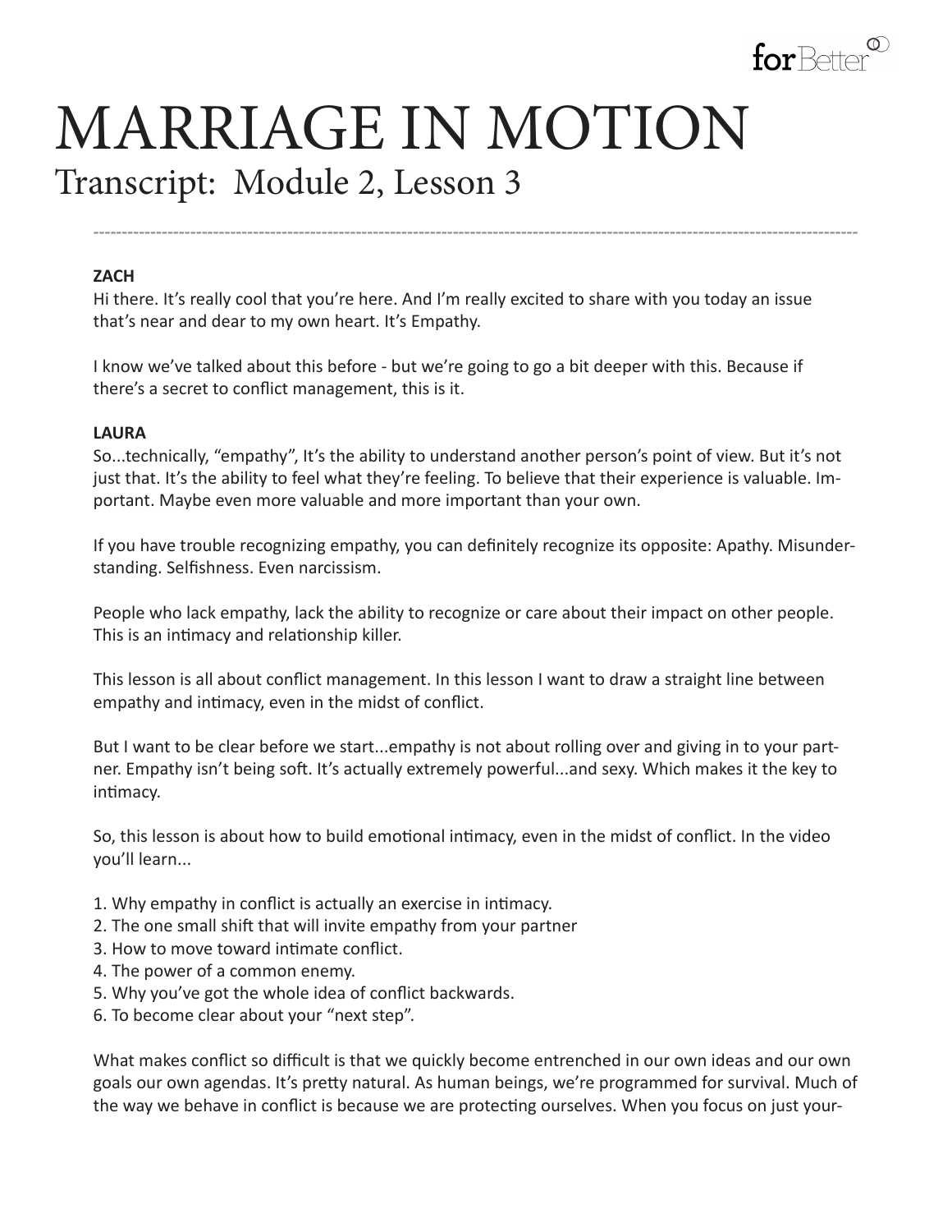# MARRIAGE IN MOTION

## Transcript: Module 2, Lesson 3

---

**ZACH**

Hi there. It's really cool that you're here. And I'm really excited to share with you today an issue that's near and dear to my own heart. It's Empathy.

I know we've talked about this before - but we're going to go a bit deeper with this. Because if there's a secret to conflict management, this is it.

**LAURA**

So...technically, "empathy", It's the ability to understand another person's point of view. But it's not just that. It's the ability to feel what they're feeling. To believe that their experience is valuable. Important. Maybe even more valuable and more important than your own.

If you have trouble recognizing empathy, you can definitely recognize its opposite: Apathy. Misunderstanding. Selfishness. Even narcissism.

People who lack empathy, lack the ability to recognize or care about their impact on other people. This is an intimacy and relationship killer.

This lesson is all about conflict management. In this lesson I want to draw a straight line between empathy and intimacy, even in the midst of conflict.

But I want to be clear before we start...empathy is not about rolling over and giving in to your partner. Empathy isn't being soft. It's actually extremely powerful...and sexy. Which makes it the key to intimacy.

So, this lesson is about how to build emotional intimacy, even in the midst of conflict. In the video you'll learn...

1. Why empathy in conflict is actually an exercise in intimacy.
2. The one small shift that will invite empathy from your partner
3. How to move toward intimate conflict.
4. The power of a common enemy.
5. Why you've got the whole idea of conflict backwards.
6. To become clear about your "next step".

What makes conflict so difficult is that we quickly become entrenched in our own ideas and our own goals our own agendas. It's pretty natural. As human beings, we're programmed for survival. Much of the way we behave in conflict is because we are protecting ourselves. When you focus on just your-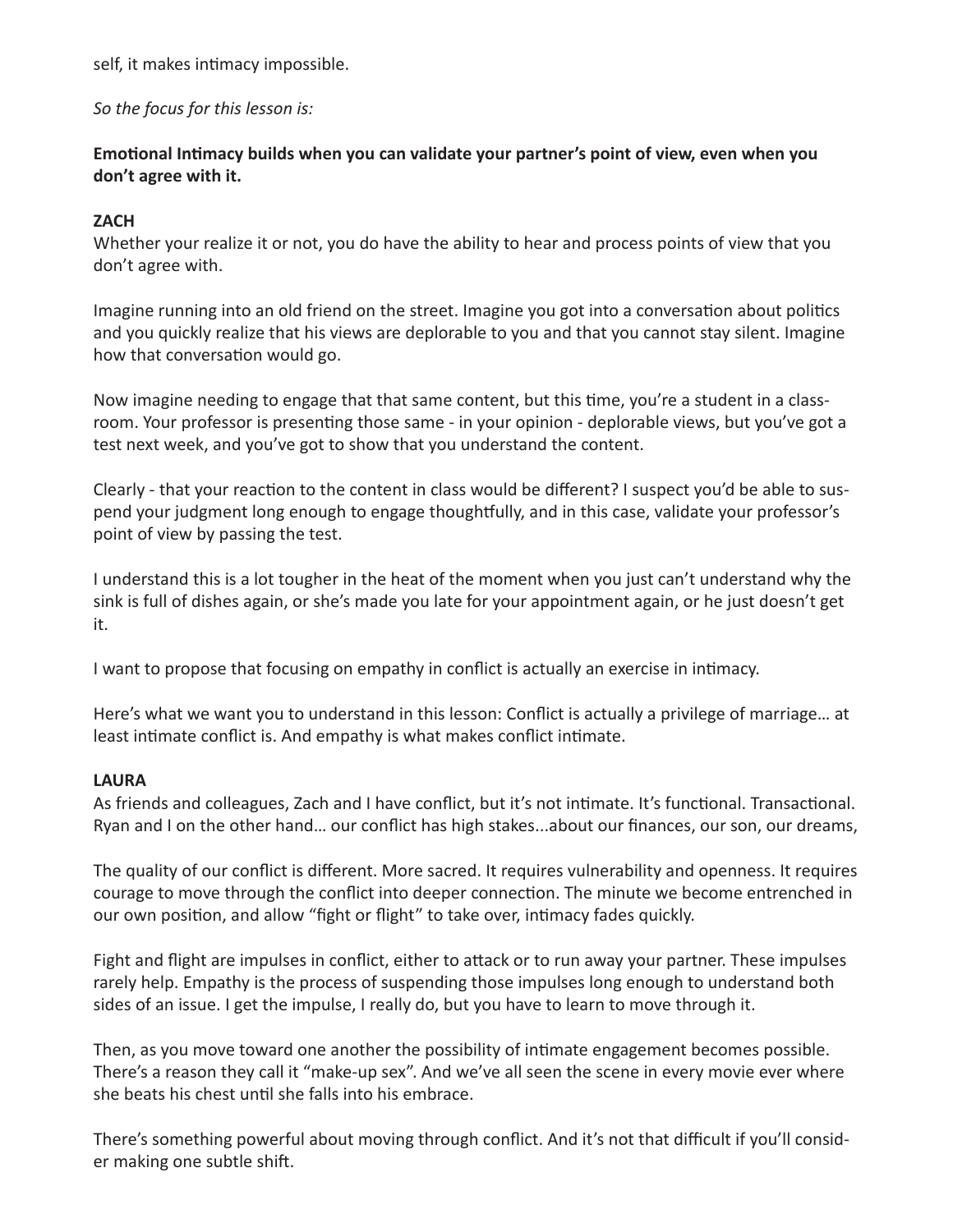self, it makes intimacy impossible.

*So the focus for this lesson is:*

**Emotional Intimacy builds when you can validate your partner's point of view, even when you don't agree with it.**

**ZACH**

Whether your realize it or not, you do have the ability to hear and process points of view that you don't agree with.

Imagine running into an old friend on the street. Imagine you got into a conversation about politics and you quickly realize that his views are deplorable to you and that you cannot stay silent. Imagine how that conversation would go.

Now imagine needing to engage that that same content, but this time, you're a student in a classroom. Your professor is presenting those same - in your opinion - deplorable views, but you've got a test next week, and you've got to show that you understand the content.

Clearly - that your reaction to the content in class would be different? I suspect you'd be able to suspend your judgment long enough to engage thoughtfully, and in this case, validate your professor's point of view by passing the test.

I understand this is a lot tougher in the heat of the moment when you just can't understand why the sink is full of dishes again, or she's made you late for your appointment again, or he just doesn't get it.

I want to propose that focusing on empathy in conflict is actually an exercise in intimacy.

Here's what we want you to understand in this lesson: Conflict is actually a privilege of marriage… at least intimate conflict is. And empathy is what makes conflict intimate.

**LAURA**

As friends and colleagues, Zach and I have conflict, but it's not intimate. It's functional. Transactional. Ryan and I on the other hand… our conflict has high stakes...about our finances, our son, our dreams,

The quality of our conflict is different. More sacred. It requires vulnerability and openness. It requires courage to move through the conflict into deeper connection. The minute we become entrenched in our own position, and allow "fight or flight" to take over, intimacy fades quickly.

Fight and flight are impulses in conflict, either to attack or to run away your partner. These impulses rarely help. Empathy is the process of suspending those impulses long enough to understand both sides of an issue. I get the impulse, I really do, but you have to learn to move through it.

Then, as you move toward one another the possibility of intimate engagement becomes possible. There's a reason they call it "make-up sex". And we've all seen the scene in every movie ever where she beats his chest until she falls into his embrace.

There's something powerful about moving through conflict. And it's not that difficult if you'll consider making one subtle shift.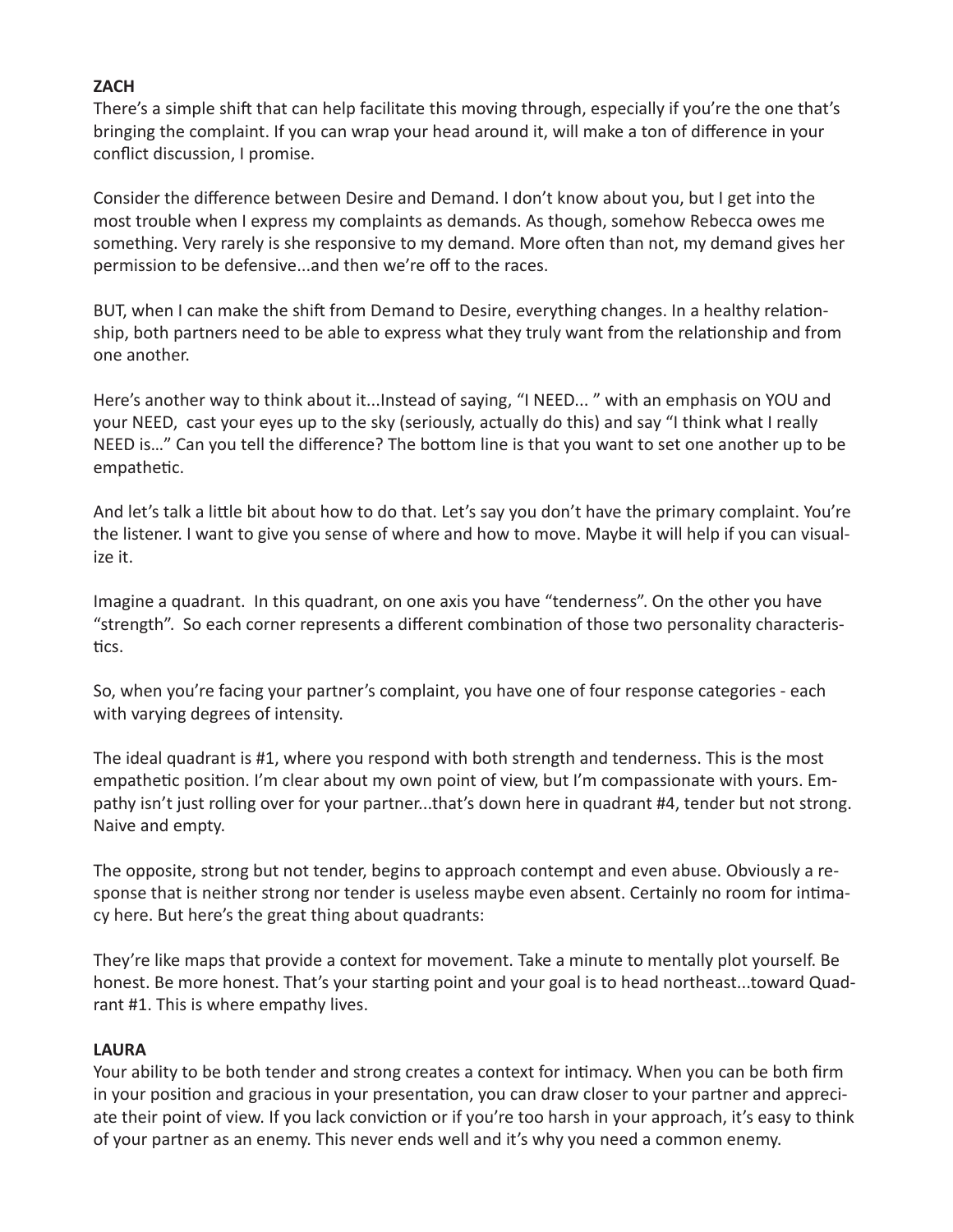**ZACH**

There's a simple shift that can help facilitate this moving through, especially if you're the one that's bringing the complaint. If you can wrap your head around it, will make a ton of difference in your conflict discussion, I promise.

Consider the difference between Desire and Demand. I don't know about you, but I get into the most trouble when I express my complaints as demands. As though, somehow Rebecca owes me something. Very rarely is she responsive to my demand. More often than not, my demand gives her permission to be defensive...and then we're off to the races.

BUT, when I can make the shift from Demand to Desire, everything changes. In a healthy relationship, both partners need to be able to express what they truly want from the relationship and from one another.

Here's another way to think about it...Instead of saying, "I NEED... " with an emphasis on YOU and your NEED, cast your eyes up to the sky (seriously, actually do this) and say "I think what I really NEED is…" Can you tell the difference? The bottom line is that you want to set one another up to be empathetic.

And let's talk a little bit about how to do that. Let's say you don't have the primary complaint. You're the listener. I want to give you sense of where and how to move. Maybe it will help if you can visualize it.

Imagine a quadrant. In this quadrant, on one axis you have "tenderness". On the other you have "strength". So each corner represents a different combination of those two personality characteristics.

So, when you're facing your partner's complaint, you have one of four response categories - each with varying degrees of intensity.

The ideal quadrant is #1, where you respond with both strength and tenderness. This is the most empathetic position. I'm clear about my own point of view, but I'm compassionate with yours. Empathy isn't just rolling over for your partner...that's down here in quadrant #4, tender but not strong. Naive and empty.

The opposite, strong but not tender, begins to approach contempt and even abuse. Obviously a response that is neither strong nor tender is useless maybe even absent. Certainly no room for intimacy here. But here's the great thing about quadrants:

They're like maps that provide a context for movement. Take a minute to mentally plot yourself. Be honest. Be more honest. That's your starting point and your goal is to head northeast...toward Quadrant #1. This is where empathy lives.

**LAURA**

Your ability to be both tender and strong creates a context for intimacy. When you can be both firm in your position and gracious in your presentation, you can draw closer to your partner and appreciate their point of view. If you lack conviction or if you're too harsh in your approach, it's easy to think of your partner as an enemy. This never ends well and it's why you need a common enemy.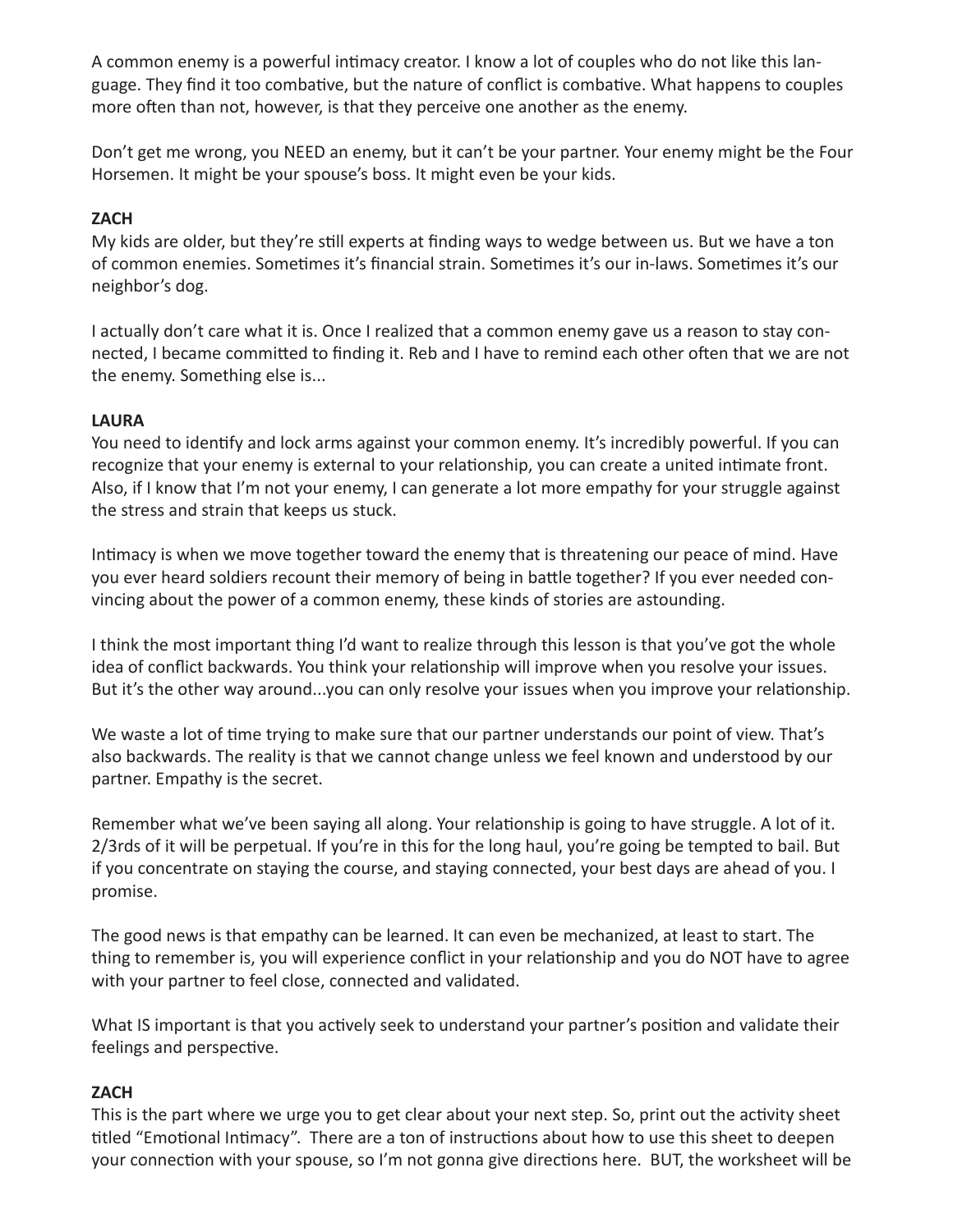A common enemy is a powerful intimacy creator. I know a lot of couples who do not like this language. They find it too combative, but the nature of conflict is combative. What happens to couples more often than not, however, is that they perceive one another as the enemy.

Don't get me wrong, you NEED an enemy, but it can't be your partner. Your enemy might be the Four Horsemen. It might be your spouse's boss. It might even be your kids.

**ZACH**

My kids are older, but they're still experts at finding ways to wedge between us. But we have a ton of common enemies. Sometimes it's financial strain. Sometimes it's our in-laws. Sometimes it's our neighbor's dog.

I actually don't care what it is. Once I realized that a common enemy gave us a reason to stay connected, I became committed to finding it. Reb and I have to remind each other often that we are not the enemy. Something else is...

**LAURA**

You need to identify and lock arms against your common enemy. It's incredibly powerful. If you can recognize that your enemy is external to your relationship, you can create a united intimate front. Also, if I know that I'm not your enemy, I can generate a lot more empathy for your struggle against the stress and strain that keeps us stuck.

Intimacy is when we move together toward the enemy that is threatening our peace of mind. Have you ever heard soldiers recount their memory of being in battle together? If you ever needed convincing about the power of a common enemy, these kinds of stories are astounding.

I think the most important thing I'd want to realize through this lesson is that you've got the whole idea of conflict backwards. You think your relationship will improve when you resolve your issues. But it's the other way around...you can only resolve your issues when you improve your relationship.

We waste a lot of time trying to make sure that our partner understands our point of view. That's also backwards. The reality is that we cannot change unless we feel known and understood by our partner. Empathy is the secret.

Remember what we've been saying all along. Your relationship is going to have struggle. A lot of it. 2/3rds of it will be perpetual. If you're in this for the long haul, you're going be tempted to bail. But if you concentrate on staying the course, and staying connected, your best days are ahead of you. I promise.

The good news is that empathy can be learned. It can even be mechanized, at least to start. The thing to remember is, you will experience conflict in your relationship and you do NOT have to agree with your partner to feel close, connected and validated.

What IS important is that you actively seek to understand your partner's position and validate their feelings and perspective.

**ZACH**

This is the part where we urge you to get clear about your next step. So, print out the activity sheet titled "Emotional Intimacy". There are a ton of instructions about how to use this sheet to deepen your connection with your spouse, so I'm not gonna give directions here. BUT, the worksheet will be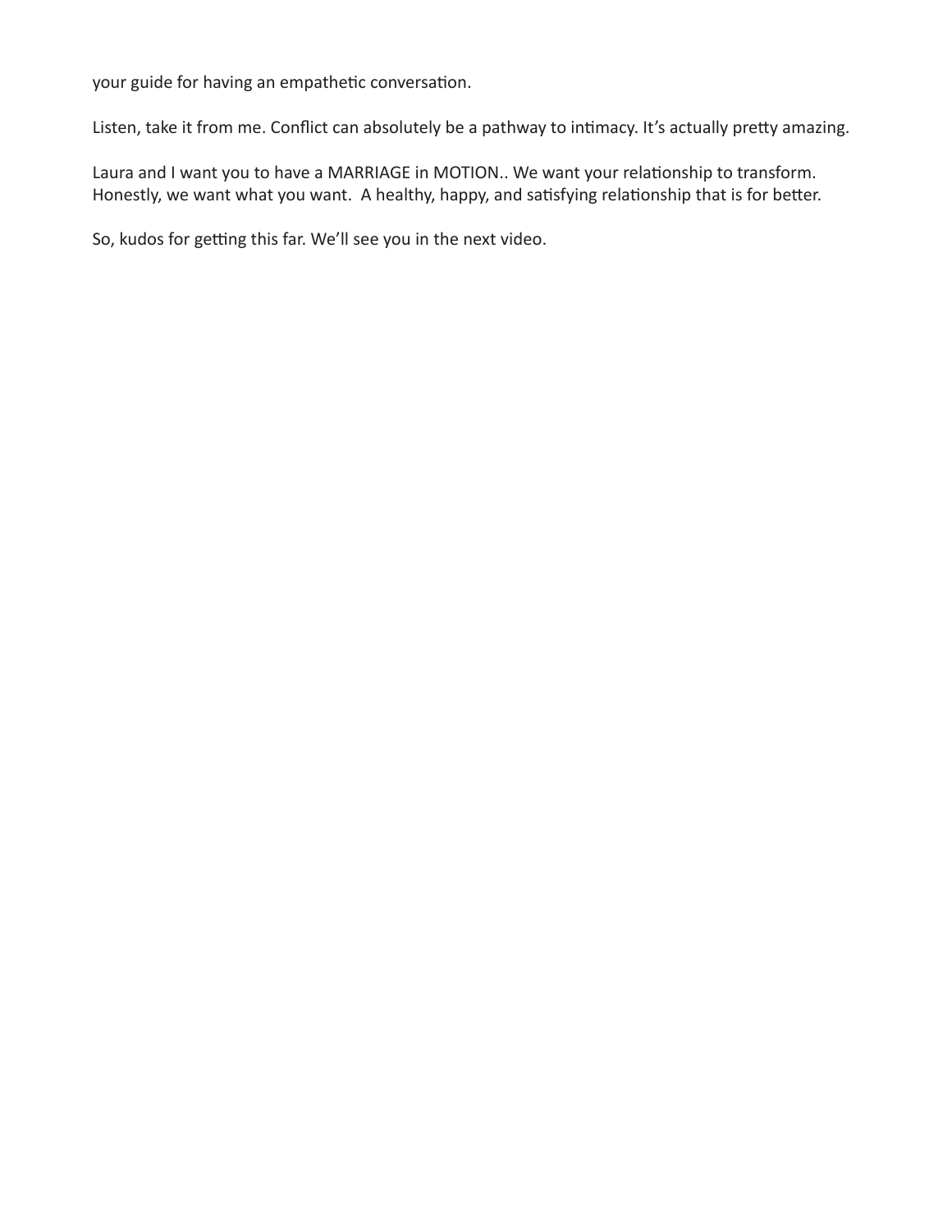your guide for having an empathetic conversation.

Listen, take it from me. Conflict can absolutely be a pathway to intimacy. It's actually pretty amazing.

Laura and I want you to have a MARRIAGE in MOTION.. We want your relationship to transform. Honestly, we want what you want. A healthy, happy, and satisfying relationship that is for better.

So, kudos for getting this far. We'll see you in the next video.